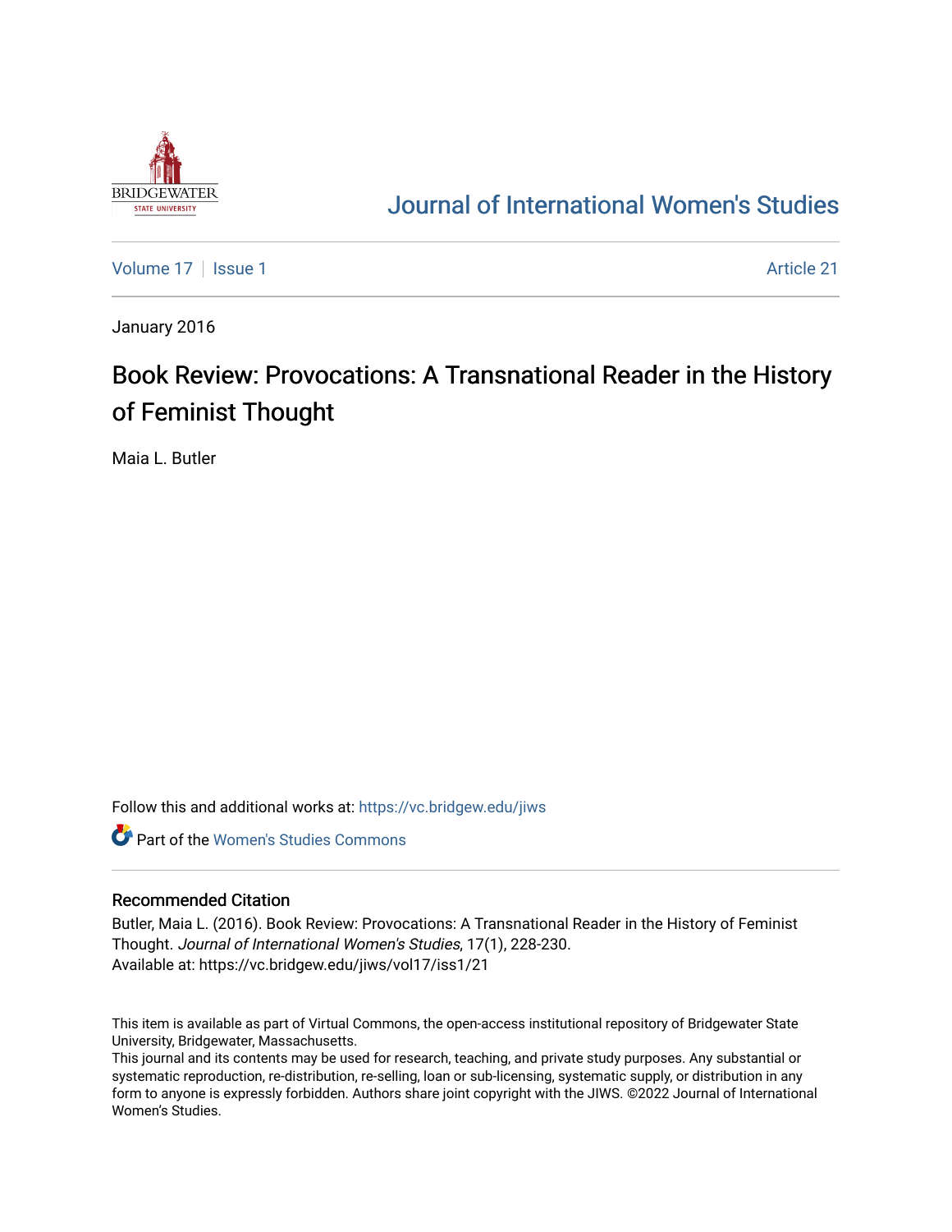Journal of International Women's Studies

Volume 17 | Issue 1 Article 21

January 2016

# Book Review: Provocations: A Transnational Reader in the History of Feminist Thought

Maia L. Butler

Follow this and additional works at: https://vc.bridgew.edu/jiws

Part of the Women's Studies Commons

## Recommended Citation

Butler, Maia L. (2016). Book Review: Provocations: A Transnational Reader in the History of Feminist Thought. *Journal of International Women's Studies*, 17(1), 228-230.
Available at: https://vc.bridgew.edu/jiws/vol17/iss1/21

This item is available as part of Virtual Commons, the open-access institutional repository of Bridgewater State University, Bridgewater, Massachusetts.
This journal and its contents may be used for research, teaching, and private study purposes. Any substantial or systematic reproduction, re-distribution, re-selling, loan or sub-licensing, systematic supply, or distribution in any form to anyone is expressly forbidden. Authors share joint copyright with the JIWS. ©2022 Journal of International Women's Studies.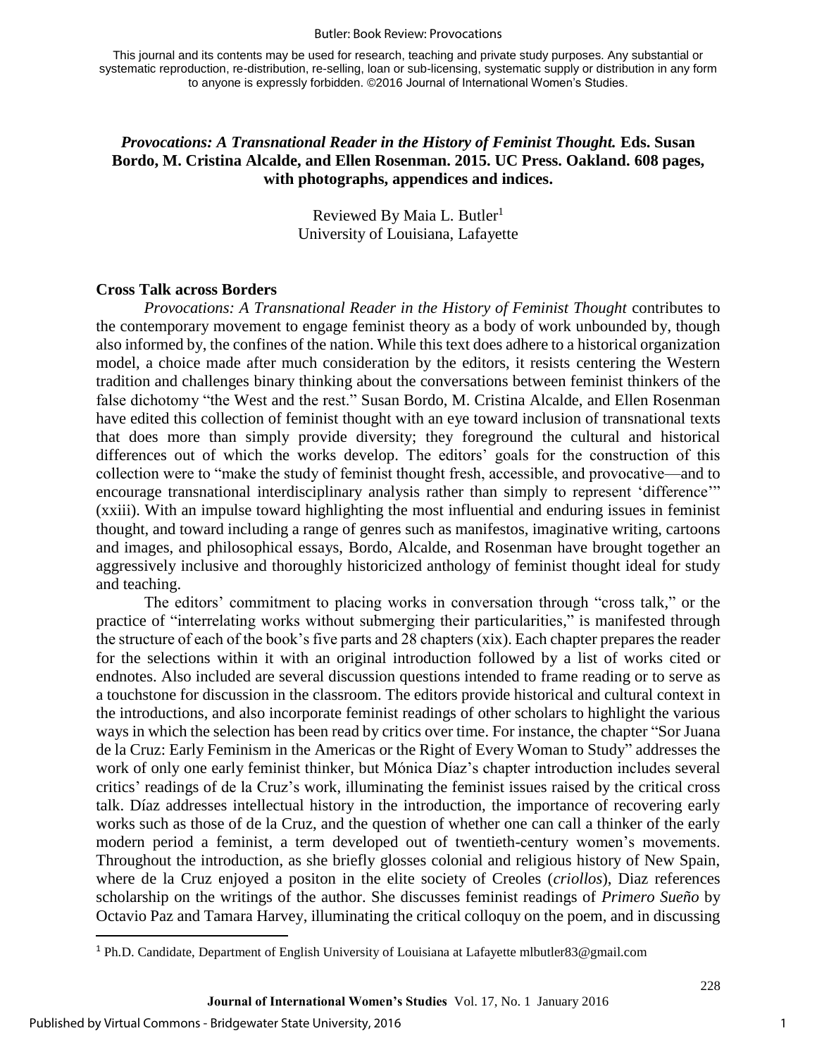This journal and its contents may be used for research, teaching and private study purposes. Any substantial or systematic reproduction, re-distribution, re-selling, loan or sub-licensing, systematic supply or distribution in any form to anyone is expressly forbidden. ©2016 Journal of International Women's Studies.

## *Provocations: A Transnational Reader in the History of Feminist Thought.* Eds. Susan Bordo, M. Cristina Alcalde, and Ellen Rosenman. 2015. UC Press. Oakland. 608 pages, with photographs, appendices and indices.

Reviewed By Maia L. Butler[1]
University of Louisiana, Lafayette

### Cross Talk across Borders

*Provocations: A Transnational Reader in the History of Feminist Thought* contributes to the contemporary movement to engage feminist theory as a body of work unbounded by, though also informed by, the confines of the nation. While this text does adhere to a historical organization model, a choice made after much consideration by the editors, it resists centering the Western tradition and challenges binary thinking about the conversations between feminist thinkers of the false dichotomy "the West and the rest." Susan Bordo, M. Cristina Alcalde, and Ellen Rosenman have edited this collection of feminist thought with an eye toward inclusion of transnational texts that does more than simply provide diversity; they foreground the cultural and historical differences out of which the works develop. The editors' goals for the construction of this collection were to "make the study of feminist thought fresh, accessible, and provocative—and to encourage transnational interdisciplinary analysis rather than simply to represent 'difference'" (xxiii). With an impulse toward highlighting the most influential and enduring issues in feminist thought, and toward including a range of genres such as manifestos, imaginative writing, cartoons and images, and philosophical essays, Bordo, Alcalde, and Rosenman have brought together an aggressively inclusive and thoroughly historicized anthology of feminist thought ideal for study and teaching.

The editors' commitment to placing works in conversation through "cross talk," or the practice of "interrelating works without submerging their particularities," is manifested through the structure of each of the book's five parts and 28 chapters (xix). Each chapter prepares the reader for the selections within it with an original introduction followed by a list of works cited or endnotes. Also included are several discussion questions intended to frame reading or to serve as a touchstone for discussion in the classroom. The editors provide historical and cultural context in the introductions, and also incorporate feminist readings of other scholars to highlight the various ways in which the selection has been read by critics over time. For instance, the chapter "Sor Juana de la Cruz: Early Feminism in the Americas or the Right of Every Woman to Study" addresses the work of only one early feminist thinker, but Mónica Díaz's chapter introduction includes several critics' readings of de la Cruz's work, illuminating the feminist issues raised by the critical cross talk. Díaz addresses intellectual history in the introduction, the importance of recovering early works such as those of de la Cruz, and the question of whether one can call a thinker of the early modern period a feminist, a term developed out of twentieth-century women's movements. Throughout the introduction, as she briefly glosses colonial and religious history of New Spain, where de la Cruz enjoyed a positon in the elite society of Creoles (*criollos*), Diaz references scholarship on the writings of the author. She discusses feminist readings of *Primero Sueño* by Octavio Paz and Tamara Harvey, illuminating the critical colloquy on the poem, and in discussing

[1] Ph.D. Candidate, Department of English University of Louisiana at Lafayette mlbutler83@gmail.com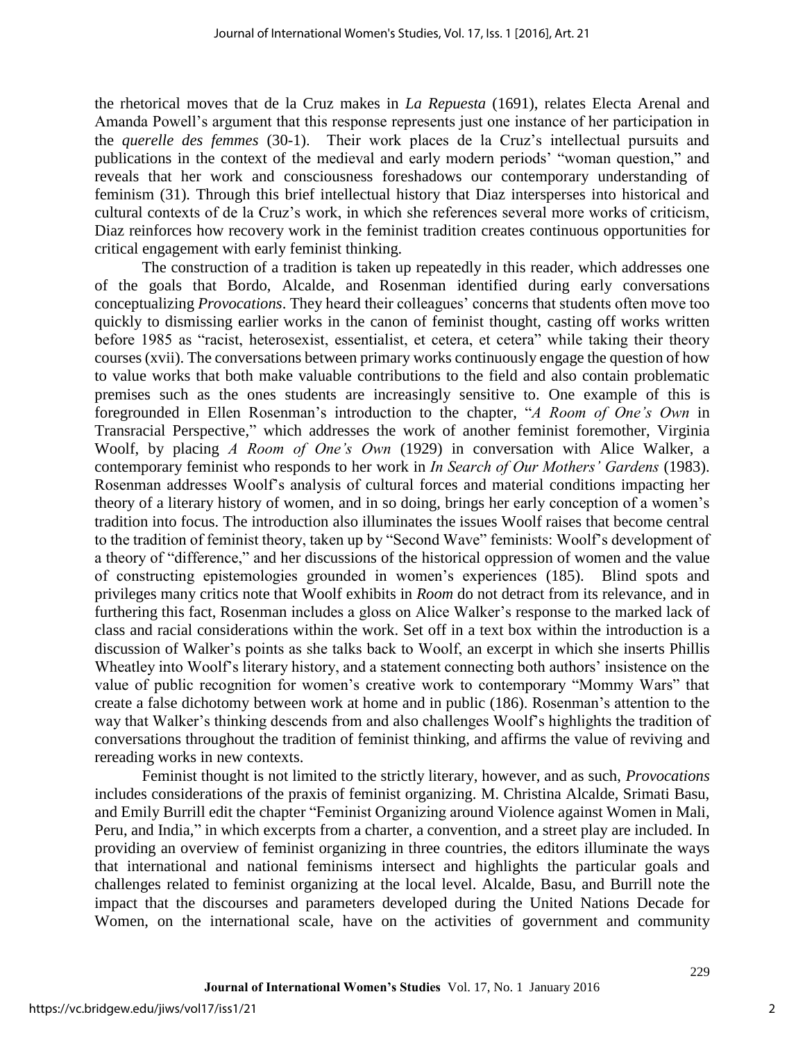the rhetorical moves that de la Cruz makes in *La Repuesta* (1691), relates Electa Arenal and Amanda Powell's argument that this response represents just one instance of her participation in the *querelle des femmes* (30-1). Their work places de la Cruz's intellectual pursuits and publications in the context of the medieval and early modern periods' "woman question," and reveals that her work and consciousness foreshadows our contemporary understanding of feminism (31). Through this brief intellectual history that Diaz intersperses into historical and cultural contexts of de la Cruz's work, in which she references several more works of criticism, Diaz reinforces how recovery work in the feminist tradition creates continuous opportunities for critical engagement with early feminist thinking.

The construction of a tradition is taken up repeatedly in this reader, which addresses one of the goals that Bordo, Alcalde, and Rosenman identified during early conversations conceptualizing *Provocations*. They heard their colleagues' concerns that students often move too quickly to dismissing earlier works in the canon of feminist thought, casting off works written before 1985 as "racist, heterosexist, essentialist, et cetera, et cetera" while taking their theory courses (xvii). The conversations between primary works continuously engage the question of how to value works that both make valuable contributions to the field and also contain problematic premises such as the ones students are increasingly sensitive to. One example of this is foregrounded in Ellen Rosenman's introduction to the chapter, "*A Room of One's Own* in Transracial Perspective," which addresses the work of another feminist foremother, Virginia Woolf, by placing *A Room of One's Own* (1929) in conversation with Alice Walker, a contemporary feminist who responds to her work in *In Search of Our Mothers' Gardens* (1983). Rosenman addresses Woolf's analysis of cultural forces and material conditions impacting her theory of a literary history of women, and in so doing, brings her early conception of a women's tradition into focus. The introduction also illuminates the issues Woolf raises that become central to the tradition of feminist theory, taken up by "Second Wave" feminists: Woolf's development of a theory of "difference," and her discussions of the historical oppression of women and the value of constructing epistemologies grounded in women's experiences (185). Blind spots and privileges many critics note that Woolf exhibits in *Room* do not detract from its relevance, and in furthering this fact, Rosenman includes a gloss on Alice Walker's response to the marked lack of class and racial considerations within the work. Set off in a text box within the introduction is a discussion of Walker's points as she talks back to Woolf, an excerpt in which she inserts Phillis Wheatley into Woolf's literary history, and a statement connecting both authors' insistence on the value of public recognition for women's creative work to contemporary "Mommy Wars" that create a false dichotomy between work at home and in public (186). Rosenman's attention to the way that Walker's thinking descends from and also challenges Woolf's highlights the tradition of conversations throughout the tradition of feminist thinking, and affirms the value of reviving and rereading works in new contexts.

Feminist thought is not limited to the strictly literary, however, and as such, *Provocations* includes considerations of the praxis of feminist organizing. M. Christina Alcalde, Srimati Basu, and Emily Burrill edit the chapter "Feminist Organizing around Violence against Women in Mali, Peru, and India," in which excerpts from a charter, a convention, and a street play are included. In providing an overview of feminist organizing in three countries, the editors illuminate the ways that international and national feminisms intersect and highlights the particular goals and challenges related to feminist organizing at the local level. Alcalde, Basu, and Burrill note the impact that the discourses and parameters developed during the United Nations Decade for Women, on the international scale, have on the activities of government and community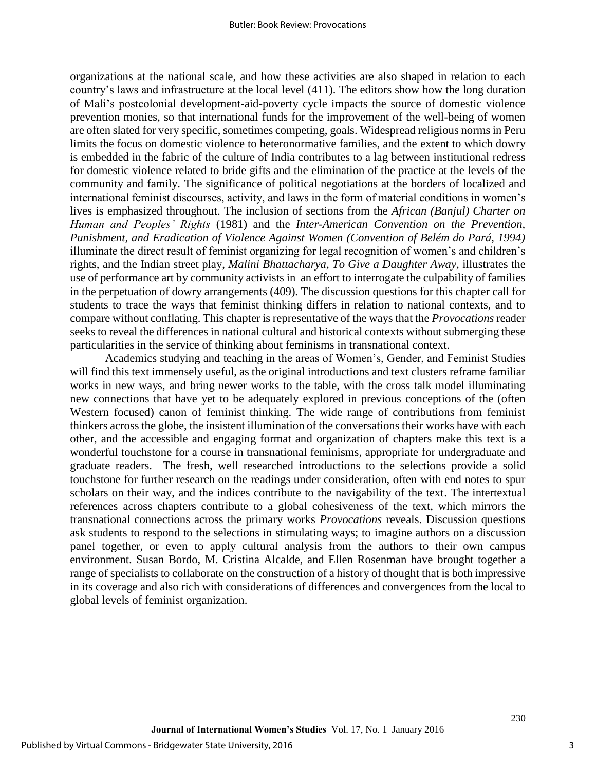organizations at the national scale, and how these activities are also shaped in relation to each country's laws and infrastructure at the local level (411). The editors show how the long duration of Mali's postcolonial development-aid-poverty cycle impacts the source of domestic violence prevention monies, so that international funds for the improvement of the well-being of women are often slated for very specific, sometimes competing, goals. Widespread religious norms in Peru limits the focus on domestic violence to heteronormative families, and the extent to which dowry is embedded in the fabric of the culture of India contributes to a lag between institutional redress for domestic violence related to bride gifts and the elimination of the practice at the levels of the community and family. The significance of political negotiations at the borders of localized and international feminist discourses, activity, and laws in the form of material conditions in women's lives is emphasized throughout. The inclusion of sections from the *African (Banjul) Charter on Human and Peoples' Rights* (1981) and the *Inter-American Convention on the Prevention, Punishment, and Eradication of Violence Against Women (Convention of Belém do Pará, 1994)* illuminate the direct result of feminist organizing for legal recognition of women's and children's rights, and the Indian street play, *Malini Bhattacharya, To Give a Daughter Away,* illustrates the use of performance art by community activists in an effort to interrogate the culpability of families in the perpetuation of dowry arrangements (409). The discussion questions for this chapter call for students to trace the ways that feminist thinking differs in relation to national contexts, and to compare without conflating. This chapter is representative of the ways that the *Provocations* reader seeks to reveal the differences in national cultural and historical contexts without submerging these particularities in the service of thinking about feminisms in transnational context.

Academics studying and teaching in the areas of Women's, Gender, and Feminist Studies will find this text immensely useful, as the original introductions and text clusters reframe familiar works in new ways, and bring newer works to the table, with the cross talk model illuminating new connections that have yet to be adequately explored in previous conceptions of the (often Western focused) canon of feminist thinking. The wide range of contributions from feminist thinkers across the globe, the insistent illumination of the conversations their works have with each other, and the accessible and engaging format and organization of chapters make this text is a wonderful touchstone for a course in transnational feminisms, appropriate for undergraduate and graduate readers. The fresh, well researched introductions to the selections provide a solid touchstone for further research on the readings under consideration, often with end notes to spur scholars on their way, and the indices contribute to the navigability of the text. The intertextual references across chapters contribute to a global cohesiveness of the text, which mirrors the transnational connections across the primary works *Provocations* reveals. Discussion questions ask students to respond to the selections in stimulating ways; to imagine authors on a discussion panel together, or even to apply cultural analysis from the authors to their own campus environment. Susan Bordo, M. Cristina Alcalde, and Ellen Rosenman have brought together a range of specialists to collaborate on the construction of a history of thought that is both impressive in its coverage and also rich with considerations of differences and convergences from the local to global levels of feminist organization.